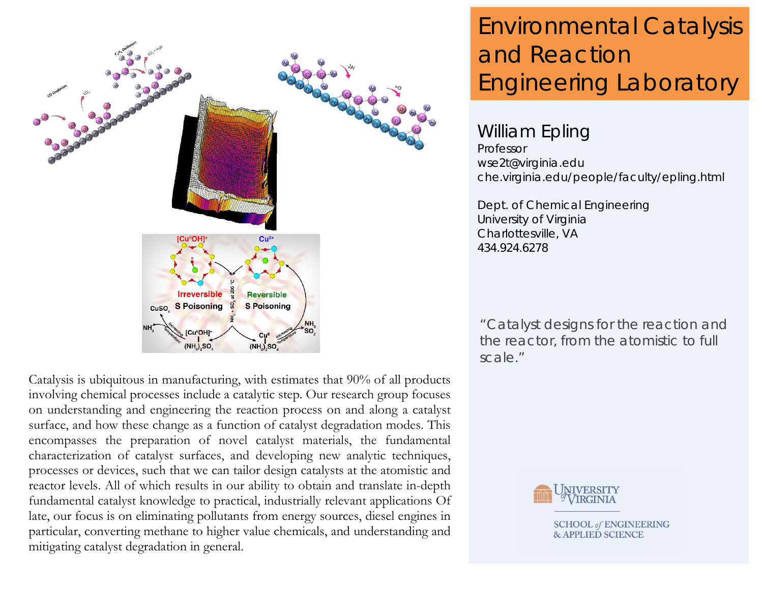# Environmental Catalysis and Reaction Engineering Laboratory

## William Epling

Professor
wse2t@virginia.edu
che.virginia.edu/people/faculty/epling.html

Dept. of Chemical Engineering
University of Virginia
Charlottesville, VA
434.924.6278

"Catalyst designs for the reaction and the reactor, from the atomistic to full scale."

Catalysis is ubiquitous in manufacturing, with estimates that 90% of all products involving chemical processes include a catalytic step. Our research group focuses on understanding and engineering the reaction process on and along a catalyst surface, and how these change as a function of catalyst degradation modes. This encompasses the preparation of novel catalyst materials, the fundamental characterization of catalyst surfaces, and developing new analytic techniques, processes or devices, such that we can tailor design catalysts at the atomistic and reactor levels. All of which results in our ability to obtain and translate in-depth fundamental catalyst knowledge to practical, industrially relevant applications Of late, our focus is on eliminating pollutants from energy sources, diesel engines in particular, converting methane to higher value chemicals, and understanding and mitigating catalyst degradation in general.

University of Virginia
School of Engineering & Applied Science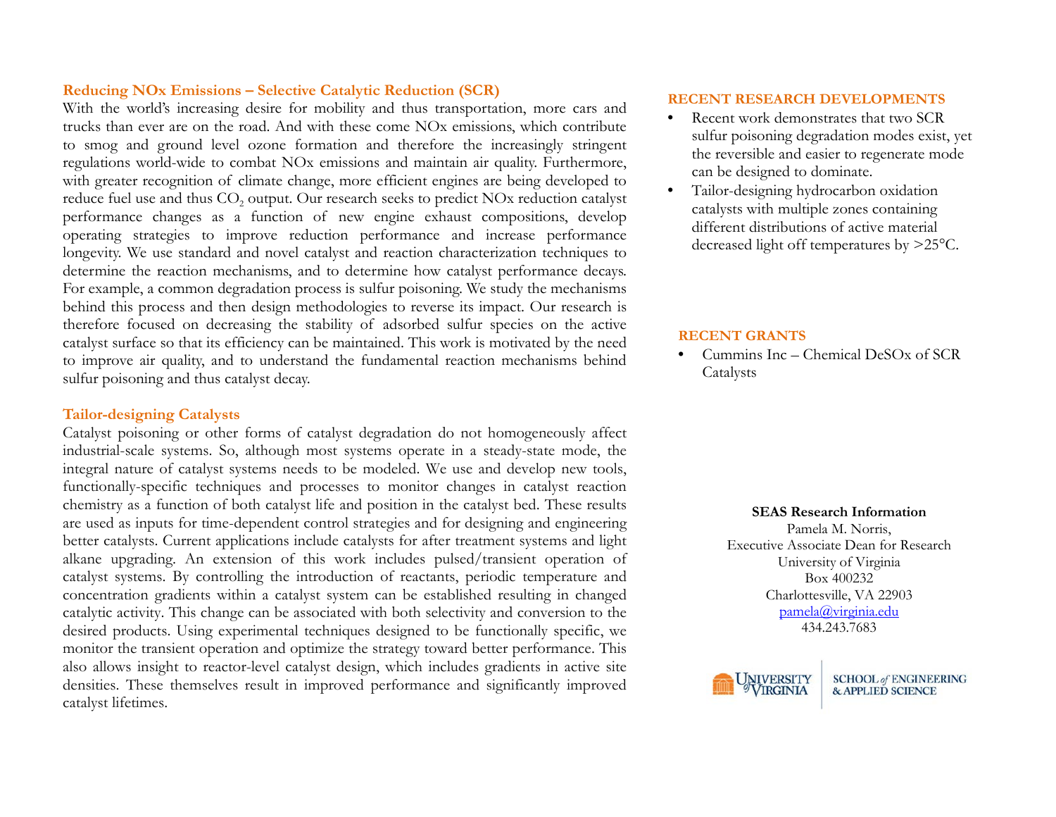## Reducing NOx Emissions – Selective Catalytic Reduction (SCR)

With the world's increasing desire for mobility and thus transportation, more cars and trucks than ever are on the road. And with these come NOx emissions, which contribute to smog and ground level ozone formation and therefore the increasingly stringent regulations world-wide to combat NOx emissions and maintain air quality. Furthermore, with greater recognition of climate change, more efficient engines are being developed to reduce fuel use and thus $CO_2$ output. Our research seeks to predict NOx reduction catalyst performance changes as a function of new engine exhaust compositions, develop operating strategies to improve reduction performance and increase performance longevity. We use standard and novel catalyst and reaction characterization techniques to determine the reaction mechanisms, and to determine how catalyst performance decays. For example, a common degradation process is sulfur poisoning. We study the mechanisms behind this process and then design methodologies to reverse its impact. Our research is therefore focused on decreasing the stability of adsorbed sulfur species on the active catalyst surface so that its efficiency can be maintained. This work is motivated by the need to improve air quality, and to understand the fundamental reaction mechanisms behind sulfur poisoning and thus catalyst decay.

## Tailor-designing Catalysts

Catalyst poisoning or other forms of catalyst degradation do not homogeneously affect industrial-scale systems. So, although most systems operate in a steady-state mode, the integral nature of catalyst systems needs to be modeled. We use and develop new tools, functionally-specific techniques and processes to monitor changes in catalyst reaction chemistry as a function of both catalyst life and position in the catalyst bed. These results are used as inputs for time-dependent control strategies and for designing and engineering better catalysts. Current applications include catalysts for after treatment systems and light alkane upgrading. An extension of this work includes pulsed/transient operation of catalyst systems. By controlling the introduction of reactants, periodic temperature and concentration gradients within a catalyst system can be established resulting in changed catalytic activity. This change can be associated with both selectivity and conversion to the desired products. Using experimental techniques designed to be functionally specific, we monitor the transient operation and optimize the strategy toward better performance. This also allows insight to reactor-level catalyst design, which includes gradients in active site densities. These themselves result in improved performance and significantly improved catalyst lifetimes.

## RECENT RESEARCH DEVELOPMENTS

- Recent work demonstrates that two SCR sulfur poisoning degradation modes exist, yet the reversible and easier to regenerate mode can be designed to dominate.
- Tailor-designing hydrocarbon oxidation catalysts with multiple zones containing different distributions of active material decreased light off temperatures by >25°C.

## RECENT GRANTS

- Cummins Inc – Chemical DeSOx of SCR Catalysts

**SEAS Research Information**
Pamela M. Norris,
Executive Associate Dean for Research
University of Virginia
Box 400232
Charlottesville, VA 22903
pamela@virginia.edu
434.243.7683

University of Virginia | School of Engineering & Applied Science